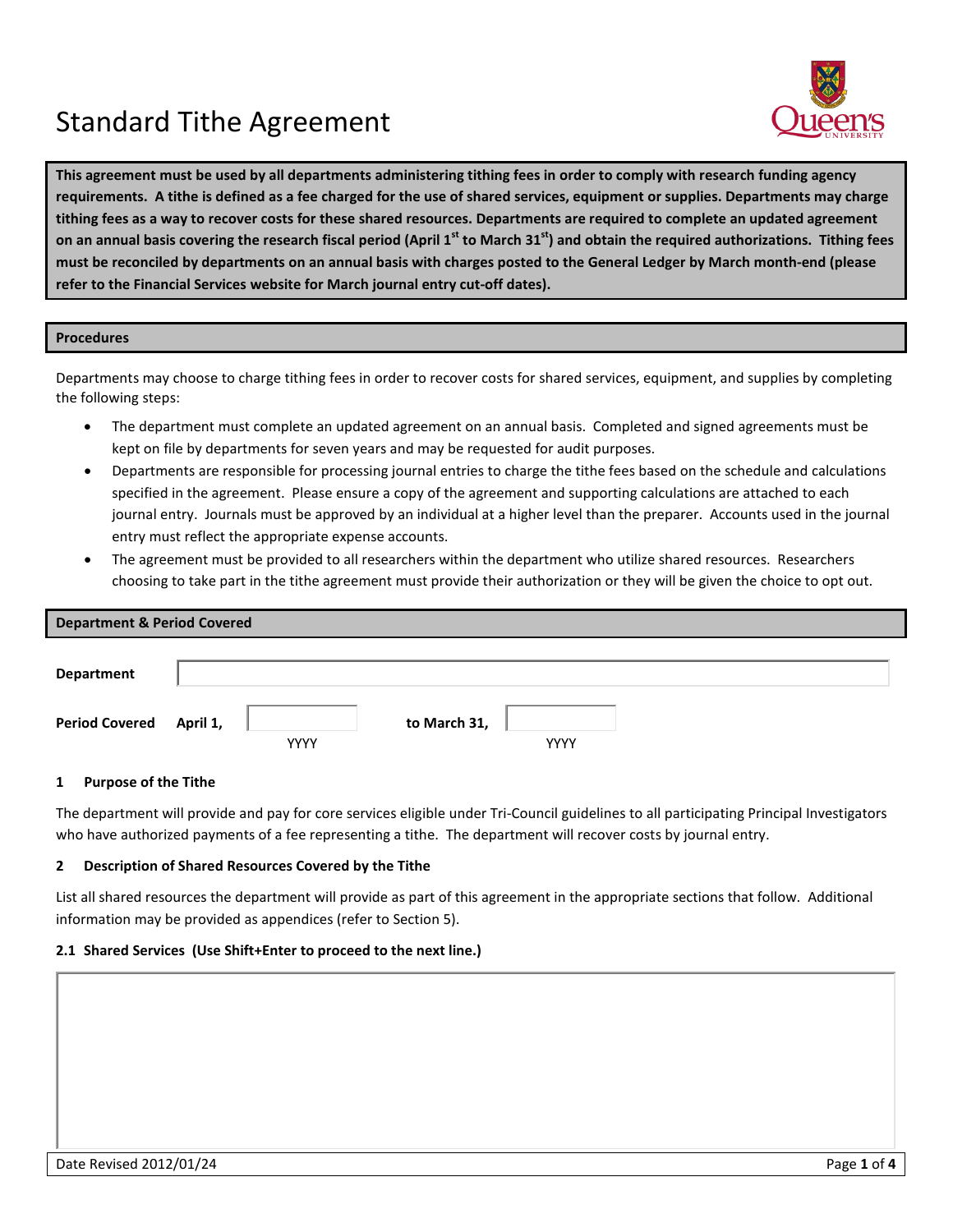# Standard Tithe Agreement

**This agreement must be used by all departments administering tithing fees in order to comply with research funding agency requirements. A tithe is defined as a fee charged for the use of shared services, equipment or supplies. Departments may charge tithing fees as a way to recover costs for these shared resources. Departments are required to complete an updated agreement on an annual basis covering the research fiscal period (April 1st to March 31st) and obtain the required authorizations. Tithing fees must be reconciled by departments on an annual basis with charges posted to the General Ledger by March month-end (please refer to the Financial Services website for March journal entry cut-off dates).**

## Procedures

Departments may choose to charge tithing fees in order to recover costs for shared services, equipment, and supplies by completing the following steps:

- The department must complete an updated agreement on an annual basis. Completed and signed agreements must be kept on file by departments for seven years and may be requested for audit purposes.
- Departments are responsible for processing journal entries to charge the tithe fees based on the schedule and calculations specified in the agreement. Please ensure a copy of the agreement and supporting calculations are attached to each journal entry. Journals must be approved by an individual at a higher level than the preparer. Accounts used in the journal entry must reflect the appropriate expense accounts.
- The agreement must be provided to all researchers within the department who utilize shared resources. Researchers choosing to take part in the tithe agreement must provide their authorization or they will be given the choice to opt out.

## Department & Period Covered

**Department** \_\_\_\_\_\_\_\_\_\_\_\_\_\_\_\_\_\_\_\_

**Period Covered** **April 1,** \_\_\_\_\_\_ (YYYY) **to March 31,** \_\_\_\_\_\_ (YYYY)

### 1 Purpose of the Tithe

The department will provide and pay for core services eligible under Tri-Council guidelines to all participating Principal Investigators who have authorized payments of a fee representing a tithe. The department will recover costs by journal entry.

### 2 Description of Shared Resources Covered by the Tithe

List all shared resources the department will provide as part of this agreement in the appropriate sections that follow. Additional information may be provided as appendices (refer to Section 5).

#### 2.1 Shared Services (Use Shift+Enter to proceed to the next line.)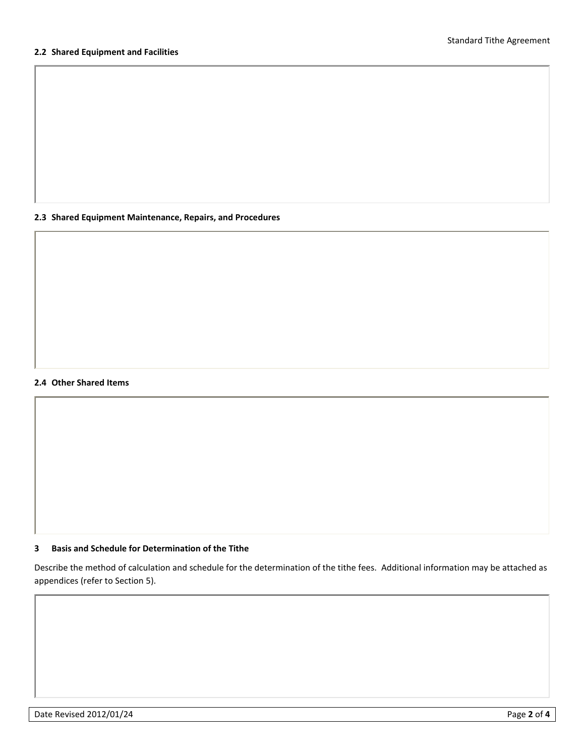### 2.2 Shared Equipment and Facilities

### 2.3 Shared Equipment Maintenance, Repairs, and Procedures

### 2.4 Other Shared Items

## 3 Basis and Schedule for Determination of the Tithe

Describe the method of calculation and schedule for the determination of the tithe fees. Additional information may be attached as appendices (refer to Section 5).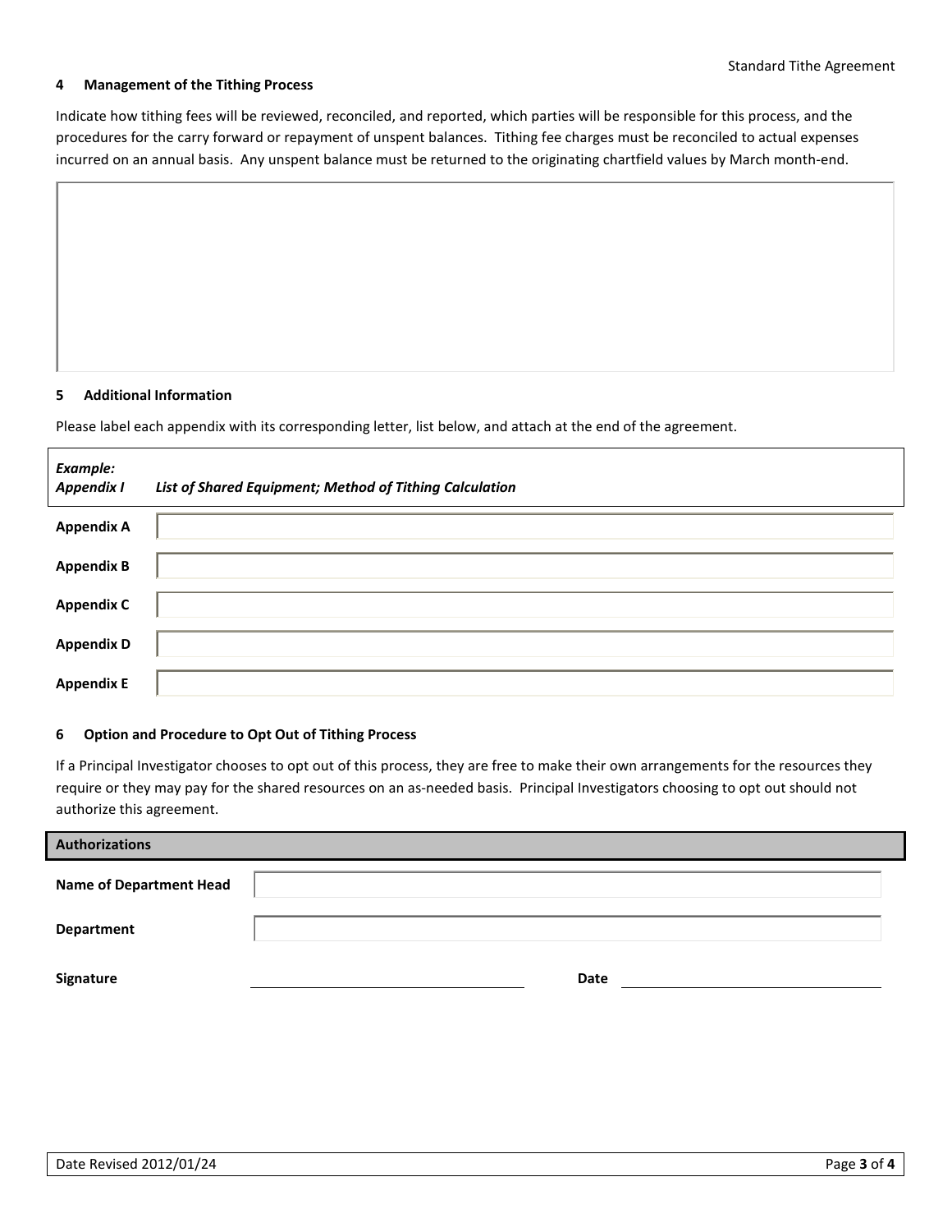## 4 Management of the Tithing Process

Indicate how tithing fees will be reviewed, reconciled, and reported, which parties will be responsible for this process, and the procedures for the carry forward or repayment of unspent balances. Tithing fee charges must be reconciled to actual expenses incurred on an annual basis. Any unspent balance must be returned to the originating chartfield values by March month-end.

## 5 Additional Information

Please label each appendix with its corresponding letter, list below, and attach at the end of the agreement.

| *Example: Appendix I* | *List of Shared Equipment; Method of Tithing Calculation* |
|---|---|
| **Appendix A** | |
| **Appendix B** | |
| **Appendix C** | |
| **Appendix D** | |
| **Appendix E** | |

## 6 Option and Procedure to Opt Out of Tithing Process

If a Principal Investigator chooses to opt out of this process, they are free to make their own arrangements for the resources they require or they may pay for the shared resources on an as-needed basis. Principal Investigators choosing to opt out should not authorize this agreement.

| **Authorizations** | | | |
|---|---|---|---|
| **Name of Department Head** | | | |
| **Department** | | | |
| **Signature** | | **Date** | |

Date Revised 2012/01/24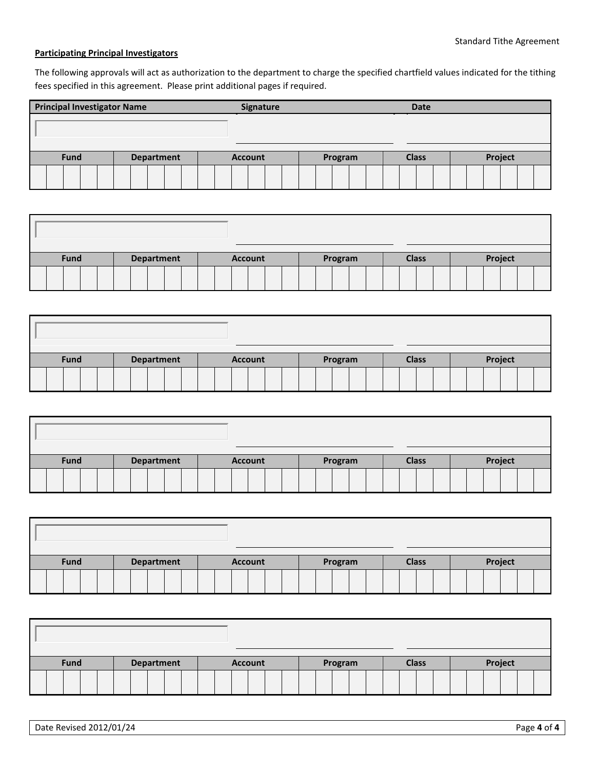**Participating Principal Investigators**

The following approvals will act as authorization to the department to charge the specified chartfield values indicated for the tithing fees specified in this agreement. Please print additional pages if required.

| Principal Investigator Name | Signature | Date |
|---|---|---|
| | | |

| Fund | Department | Account | Program | Class | Project |
|---|---|---|---|---|---|
| | | | | | |

| Principal Investigator Name | Signature | Date |
|---|---|---|
| | | |

| Fund | Department | Account | Program | Class | Project |
|---|---|---|---|---|---|
| | | | | | |

| Principal Investigator Name | Signature | Date |
|---|---|---|
| | | |

| Fund | Department | Account | Program | Class | Project |
|---|---|---|---|---|---|
| | | | | | |

| Principal Investigator Name | Signature | Date |
|---|---|---|
| | | |

| Fund | Department | Account | Program | Class | Project |
|---|---|---|---|---|---|
| | | | | | |

| Principal Investigator Name | Signature | Date |
|---|---|---|
| | | |

| Fund | Department | Account | Program | Class | Project |
|---|---|---|---|---|---|
| | | | | | |

| Principal Investigator Name | Signature | Date |
|---|---|---|
| | | |

| Fund | Department | Account | Program | Class | Project |
|---|---|---|---|---|---|
| | | | | | |

Date Revised 2012/01/24